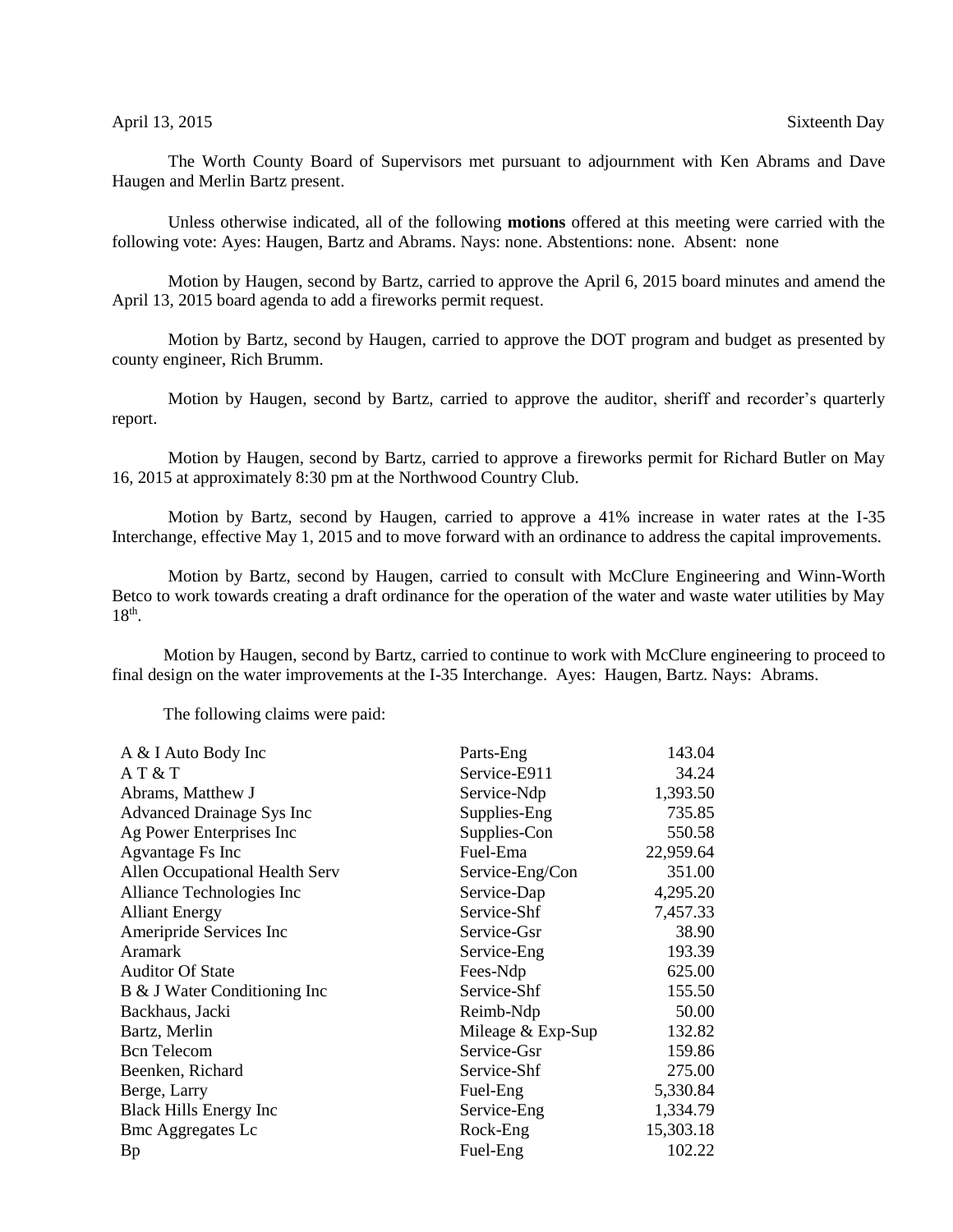April 13, 2015 Sixteenth Day

The Worth County Board of Supervisors met pursuant to adjournment with Ken Abrams and Dave Haugen and Merlin Bartz present.

Unless otherwise indicated, all of the following **motions** offered at this meeting were carried with the following vote: Ayes: Haugen, Bartz and Abrams. Nays: none. Abstentions: none. Absent: none

Motion by Haugen, second by Bartz, carried to approve the April 6, 2015 board minutes and amend the April 13, 2015 board agenda to add a fireworks permit request.

Motion by Bartz, second by Haugen, carried to approve the DOT program and budget as presented by county engineer, Rich Brumm.

Motion by Haugen, second by Bartz, carried to approve the auditor, sheriff and recorder's quarterly report.

Motion by Haugen, second by Bartz, carried to approve a fireworks permit for Richard Butler on May 16, 2015 at approximately 8:30 pm at the Northwood Country Club.

Motion by Bartz, second by Haugen, carried to approve a 41% increase in water rates at the I-35 Interchange, effective May 1, 2015 and to move forward with an ordinance to address the capital improvements.

Motion by Bartz, second by Haugen, carried to consult with McClure Engineering and Winn-Worth Betco to work towards creating a draft ordinance for the operation of the water and waste water utilities by May 18th.

Motion by Haugen, second by Bartz, carried to continue to work with McClure engineering to proceed to final design on the water improvements at the I-35 Interchange. Ayes: Haugen, Bartz. Nays: Abrams.

The following claims were paid:

| | | |
|---|---|---|
| A & I Auto Body Inc | Parts-Eng | 143.04 |
| A T & T | Service-E911 | 34.24 |
| Abrams, Matthew J | Service-Ndp | 1,393.50 |
| Advanced Drainage Sys Inc | Supplies-Eng | 735.85 |
| Ag Power Enterprises Inc | Supplies-Con | 550.58 |
| Agvantage Fs Inc | Fuel-Ema | 22,959.64 |
| Allen Occupational Health Serv | Service-Eng/Con | 351.00 |
| Alliance Technologies Inc | Service-Dap | 4,295.20 |
| Alliant Energy | Service-Shf | 7,457.33 |
| Ameripride Services Inc | Service-Gsr | 38.90 |
| Aramark | Service-Eng | 193.39 |
| Auditor Of State | Fees-Ndp | 625.00 |
| B & J Water Conditioning Inc | Service-Shf | 155.50 |
| Backhaus, Jacki | Reimb-Ndp | 50.00 |
| Bartz, Merlin | Mileage & Exp-Sup | 132.82 |
| Bcn Telecom | Service-Gsr | 159.86 |
| Beenken, Richard | Service-Shf | 275.00 |
| Berge, Larry | Fuel-Eng | 5,330.84 |
| Black Hills Energy Inc | Service-Eng | 1,334.79 |
| Bmc Aggregates Lc | Rock-Eng | 15,303.18 |
| Bp | Fuel-Eng | 102.22 |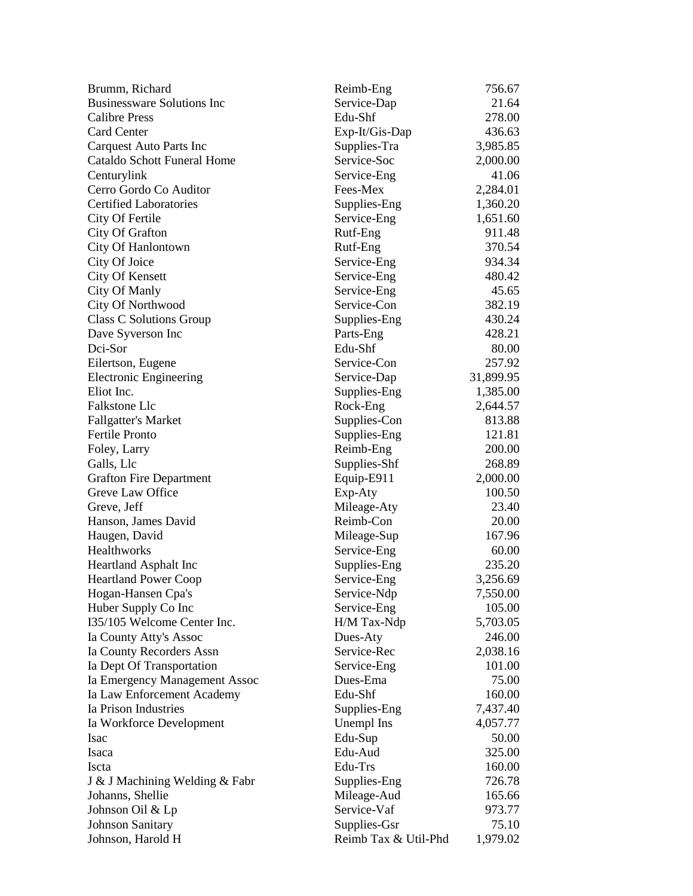| | | |
|---|---|---|
| Brumm, Richard | Reimb-Eng | 756.67 |
| Businessware Solutions Inc | Service-Dap | 21.64 |
| Calibre Press | Edu-Shf | 278.00 |
| Card Center | Exp-It/Gis-Dap | 436.63 |
| Carquest Auto Parts Inc | Supplies-Tra | 3,985.85 |
| Cataldo Schott Funeral Home | Service-Soc | 2,000.00 |
| Centurylink | Service-Eng | 41.06 |
| Cerro Gordo Co Auditor | Fees-Mex | 2,284.01 |
| Certified Laboratories | Supplies-Eng | 1,360.20 |
| City Of Fertile | Service-Eng | 1,651.60 |
| City Of Grafton | Rutf-Eng | 911.48 |
| City Of Hanlontown | Rutf-Eng | 370.54 |
| City Of Joice | Service-Eng | 934.34 |
| City Of Kensett | Service-Eng | 480.42 |
| City Of Manly | Service-Eng | 45.65 |
| City Of Northwood | Service-Con | 382.19 |
| Class C Solutions Group | Supplies-Eng | 430.24 |
| Dave Syverson Inc | Parts-Eng | 428.21 |
| Dci-Sor | Edu-Shf | 80.00 |
| Eilertson, Eugene | Service-Con | 257.92 |
| Electronic Engineering | Service-Dap | 31,899.95 |
| Eliot Inc. | Supplies-Eng | 1,385.00 |
| Falkstone Llc | Rock-Eng | 2,644.57 |
| Fallgatter's Market | Supplies-Con | 813.88 |
| Fertile Pronto | Supplies-Eng | 121.81 |
| Foley, Larry | Reimb-Eng | 200.00 |
| Galls, Llc | Supplies-Shf | 268.89 |
| Grafton Fire Department | Equip-E911 | 2,000.00 |
| Greve Law Office | Exp-Aty | 100.50 |
| Greve, Jeff | Mileage-Aty | 23.40 |
| Hanson, James David | Reimb-Con | 20.00 |
| Haugen, David | Mileage-Sup | 167.96 |
| Healthworks | Service-Eng | 60.00 |
| Heartland Asphalt Inc | Supplies-Eng | 235.20 |
| Heartland Power Coop | Service-Eng | 3,256.69 |
| Hogan-Hansen Cpa's | Service-Ndp | 7,550.00 |
| Huber Supply Co Inc | Service-Eng | 105.00 |
| I35/105 Welcome Center Inc. | H/M Tax-Ndp | 5,703.05 |
| Ia County Atty's Assoc | Dues-Aty | 246.00 |
| Ia County Recorders Assn | Service-Rec | 2,038.16 |
| Ia Dept Of Transportation | Service-Eng | 101.00 |
| Ia Emergency Management Assoc | Dues-Ema | 75.00 |
| Ia Law Enforcement Academy | Edu-Shf | 160.00 |
| Ia Prison Industries | Supplies-Eng | 7,437.40 |
| Ia Workforce Development | Unempl Ins | 4,057.77 |
| Isac | Edu-Sup | 50.00 |
| Isaca | Edu-Aud | 325.00 |
| Iscta | Edu-Trs | 160.00 |
| J & J Machining Welding & Fabr | Supplies-Eng | 726.78 |
| Johanns, Shellie | Mileage-Aud | 165.66 |
| Johnson Oil & Lp | Service-Vaf | 973.77 |
| Johnson Sanitary | Supplies-Gsr | 75.10 |
| Johnson, Harold H | Reimb Tax & Util-Phd | 1,979.02 |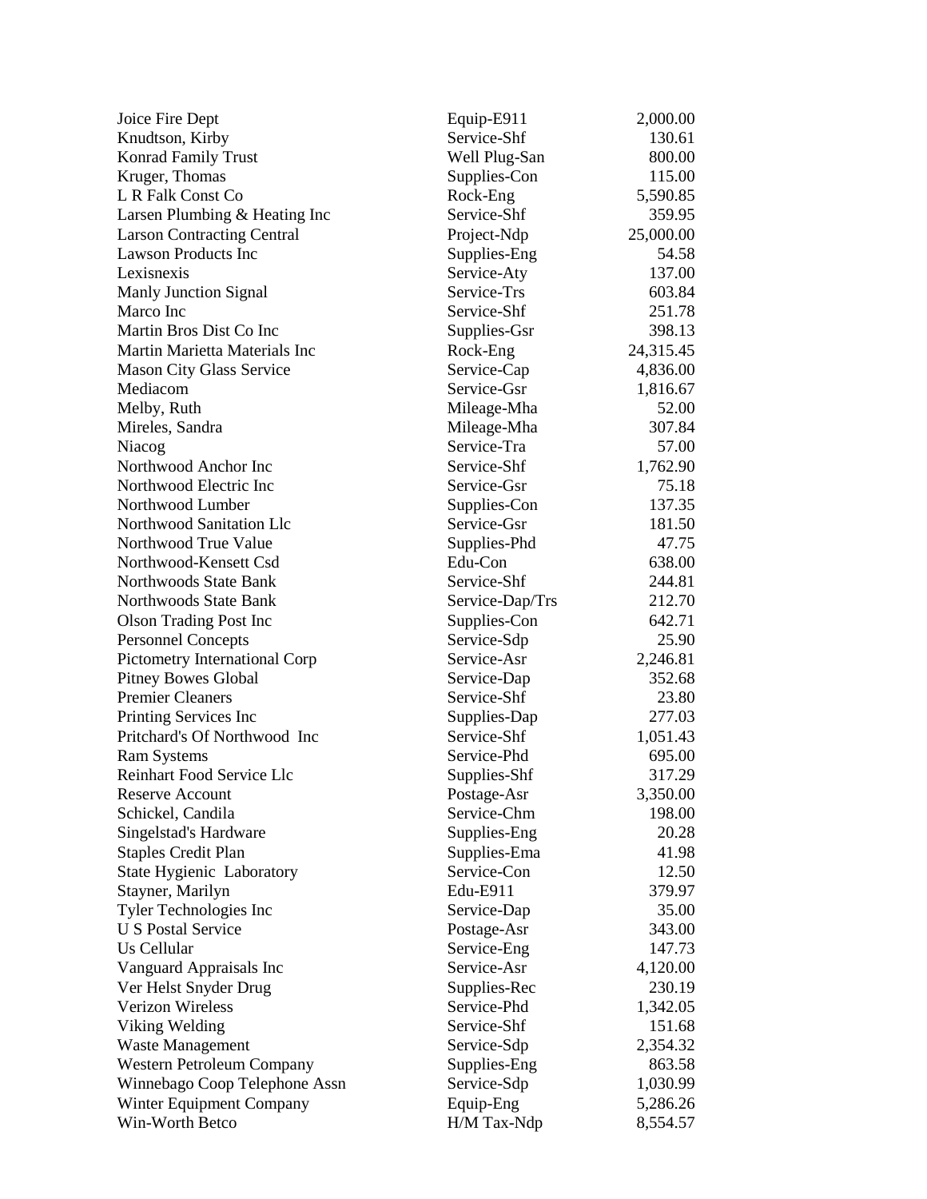| | | |
|---|---|---|
| Joice Fire Dept | Equip-E911 | 2,000.00 |
| Knudtson, Kirby | Service-Shf | 130.61 |
| Konrad Family Trust | Well Plug-San | 800.00 |
| Kruger, Thomas | Supplies-Con | 115.00 |
| L R Falk Const Co | Rock-Eng | 5,590.85 |
| Larsen Plumbing & Heating Inc | Service-Shf | 359.95 |
| Larson Contracting Central | Project-Ndp | 25,000.00 |
| Lawson Products Inc | Supplies-Eng | 54.58 |
| Lexisnexis | Service-Aty | 137.00 |
| Manly Junction Signal | Service-Trs | 603.84 |
| Marco Inc | Service-Shf | 251.78 |
| Martin Bros Dist Co Inc | Supplies-Gsr | 398.13 |
| Martin Marietta Materials Inc | Rock-Eng | 24,315.45 |
| Mason City Glass Service | Service-Cap | 4,836.00 |
| Mediacom | Service-Gsr | 1,816.67 |
| Melby, Ruth | Mileage-Mha | 52.00 |
| Mireles, Sandra | Mileage-Mha | 307.84 |
| Niacog | Service-Tra | 57.00 |
| Northwood Anchor Inc | Service-Shf | 1,762.90 |
| Northwood Electric Inc | Service-Gsr | 75.18 |
| Northwood Lumber | Supplies-Con | 137.35 |
| Northwood Sanitation Llc | Service-Gsr | 181.50 |
| Northwood True Value | Supplies-Phd | 47.75 |
| Northwood-Kensett Csd | Edu-Con | 638.00 |
| Northwoods State Bank | Service-Shf | 244.81 |
| Northwoods State Bank | Service-Dap/Trs | 212.70 |
| Olson Trading Post Inc | Supplies-Con | 642.71 |
| Personnel Concepts | Service-Sdp | 25.90 |
| Pictometry International Corp | Service-Asr | 2,246.81 |
| Pitney Bowes Global | Service-Dap | 352.68 |
| Premier Cleaners | Service-Shf | 23.80 |
| Printing Services Inc | Supplies-Dap | 277.03 |
| Pritchard's Of Northwood Inc | Service-Shf | 1,051.43 |
| Ram Systems | Service-Phd | 695.00 |
| Reinhart Food Service Llc | Supplies-Shf | 317.29 |
| Reserve Account | Postage-Asr | 3,350.00 |
| Schickel, Candila | Service-Chm | 198.00 |
| Singelstad's Hardware | Supplies-Eng | 20.28 |
| Staples Credit Plan | Supplies-Ema | 41.98 |
| State Hygienic Laboratory | Service-Con | 12.50 |
| Stayner, Marilyn | Edu-E911 | 379.97 |
| Tyler Technologies Inc | Service-Dap | 35.00 |
| U S Postal Service | Postage-Asr | 343.00 |
| Us Cellular | Service-Eng | 147.73 |
| Vanguard Appraisals Inc | Service-Asr | 4,120.00 |
| Ver Helst Snyder Drug | Supplies-Rec | 230.19 |
| Verizon Wireless | Service-Phd | 1,342.05 |
| Viking Welding | Service-Shf | 151.68 |
| Waste Management | Service-Sdp | 2,354.32 |
| Western Petroleum Company | Supplies-Eng | 863.58 |
| Winnebago Coop Telephone Assn | Service-Sdp | 1,030.99 |
| Winter Equipment Company | Equip-Eng | 5,286.26 |
| Win-Worth Betco | H/M Tax-Ndp | 8,554.57 |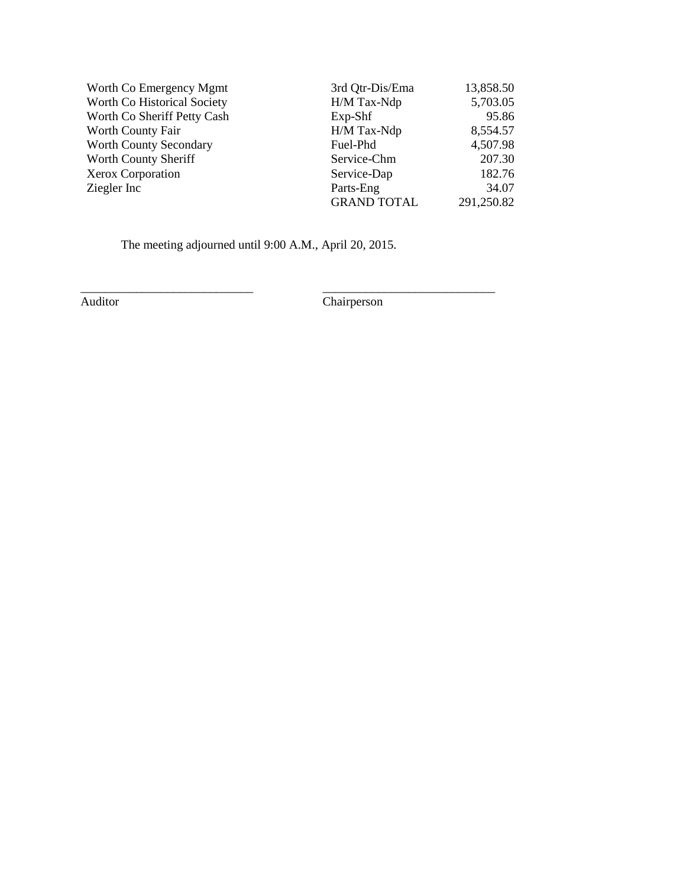| | | |
|---|---|---|
| Worth Co Emergency Mgmt | 3rd Qtr-Dis/Ema | 13,858.50 |
| Worth Co Historical Society | H/M Tax-Ndp | 5,703.05 |
| Worth Co Sheriff Petty Cash | Exp-Shf | 95.86 |
| Worth County Fair | H/M Tax-Ndp | 8,554.57 |
| Worth County Secondary | Fuel-Phd | 4,507.98 |
| Worth County Sheriff | Service-Chm | 207.30 |
| Xerox Corporation | Service-Dap | 182.76 |
| Ziegler Inc | Parts-Eng | 34.07 |
| | GRAND TOTAL | 291,250.82 |

The meeting adjourned until 9:00 A.M., April 20, 2015.

\_\_\_\_\_\_\_\_\_\_\_\_\_\_\_\_\_\_\_\_\_\_\_\_\_\_\_\_ \_\_\_\_\_\_\_\_\_\_\_\_\_\_\_\_\_\_\_\_\_\_\_\_\_\_\_\_

Auditor Chairperson